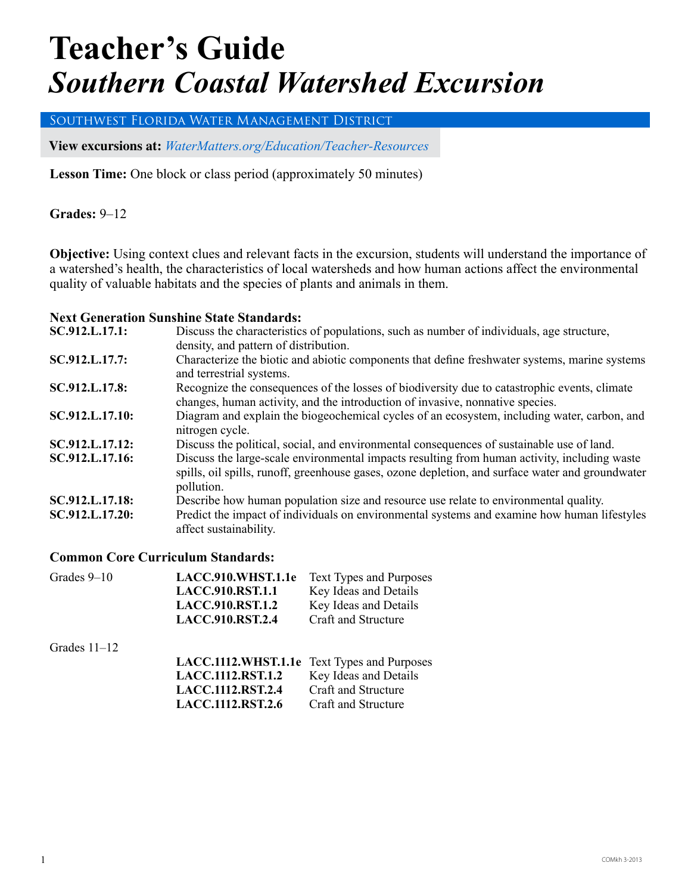# Teacher's Guide
# *Southern Coastal Watershed Excursion*

## Southwest Florida Water Management District

**View excursions at:** *WaterMatters.org/Education/Teacher-Resources*

**Lesson Time:** One block or class period (approximately 50 minutes)

**Grades:** 9–12

**Objective:** Using context clues and relevant facts in the excursion, students will understand the importance of a watershed's health, the characteristics of local watersheds and how human actions affect the environmental quality of valuable habitats and the species of plants and animals in them.

### Next Generation Sunshine State Standards:

| | |
|---|---|
| **SC.912.L.17.1:** | Discuss the characteristics of populations, such as number of individuals, age structure, density, and pattern of distribution. |
| **SC.912.L.17.7:** | Characterize the biotic and abiotic components that define freshwater systems, marine systems and terrestrial systems. |
| **SC.912.L.17.8:** | Recognize the consequences of the losses of biodiversity due to catastrophic events, climate changes, human activity, and the introduction of invasive, nonnative species. |
| **SC.912.L.17.10:** | Diagram and explain the biogeochemical cycles of an ecosystem, including water, carbon, and nitrogen cycle. |
| **SC.912.L.17.12:** | Discuss the political, social, and environmental consequences of sustainable use of land. |
| **SC.912.L.17.16:** | Discuss the large-scale environmental impacts resulting from human activity, including waste spills, oil spills, runoff, greenhouse gases, ozone depletion, and surface water and groundwater pollution. |
| **SC.912.L.17.18:** | Describe how human population size and resource use relate to environmental quality. |
| **SC.912.L.17.20:** | Predict the impact of individuals on environmental systems and examine how human lifestyles affect sustainability. |

### Common Core Curriculum Standards:

| | | |
|---|---|---|
| Grades 9–10 | **LACC.910.WHST.1.1e** | Text Types and Purposes |
| | **LACC.910.RST.1.1** | Key Ideas and Details |
| | **LACC.910.RST.1.2** | Key Ideas and Details |
| | **LACC.910.RST.2.4** | Craft and Structure |
| Grades 11–12 | | |
| | **LACC.1112.WHST.1.1e** | Text Types and Purposes |
| | **LACC.1112.RST.1.2** | Key Ideas and Details |
| | **LACC.1112.RST.2.4** | Craft and Structure |
| | **LACC.1112.RST.2.6** | Craft and Structure |

COMkh 3-2013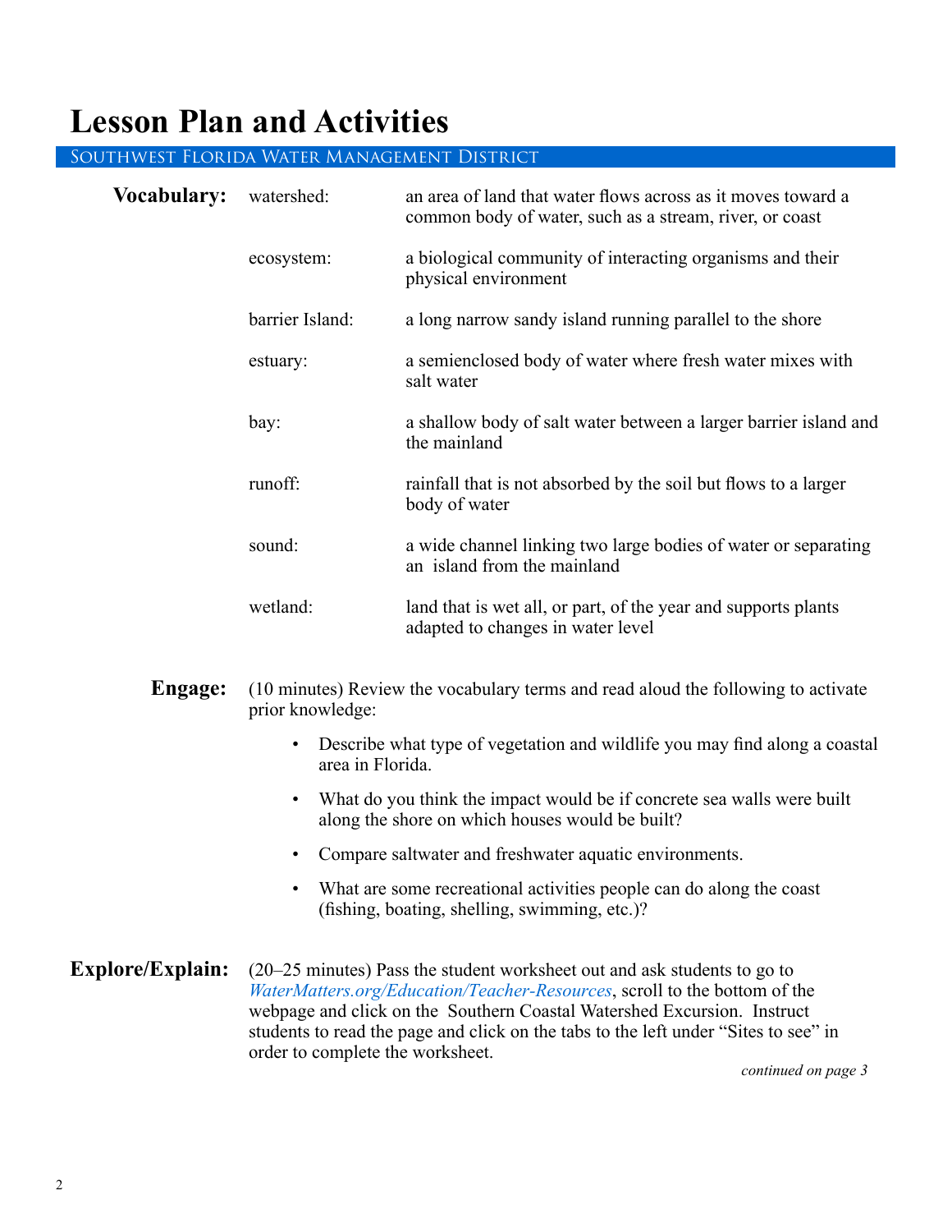# Lesson Plan and Activities

Southwest Florida Water Management District

**Vocabulary:**

| | |
|---|---|
| watershed: | an area of land that water flows across as it moves toward a common body of water, such as a stream, river, or coast |
| ecosystem: | a biological community of interacting organisms and their physical environment |
| barrier Island: | a long narrow sandy island running parallel to the shore |
| estuary: | a semienclosed body of water where fresh water mixes with salt water |
| bay: | a shallow body of salt water between a larger barrier island and the mainland |
| runoff: | rainfall that is not absorbed by the soil but flows to a larger body of water |
| sound: | a wide channel linking two large bodies of water or separating an island from the mainland |
| wetland: | land that is wet all, or part, of the year and supports plants adapted to changes in water level |

**Engage:** (10 minutes) Review the vocabulary terms and read aloud the following to activate prior knowledge:

- Describe what type of vegetation and wildlife you may find along a coastal area in Florida.
- What do you think the impact would be if concrete sea walls were built along the shore on which houses would be built?
- Compare saltwater and freshwater aquatic environments.
- What are some recreational activities people can do along the coast (fishing, boating, shelling, swimming, etc.)?

**Explore/Explain:** (20–25 minutes) Pass the student worksheet out and ask students to go to *WaterMatters.org/Education/Teacher-Resources*, scroll to the bottom of the webpage and click on the Southern Coastal Watershed Excursion. Instruct students to read the page and click on the tabs to the left under "Sites to see" in order to complete the worksheet.

*continued on page 3*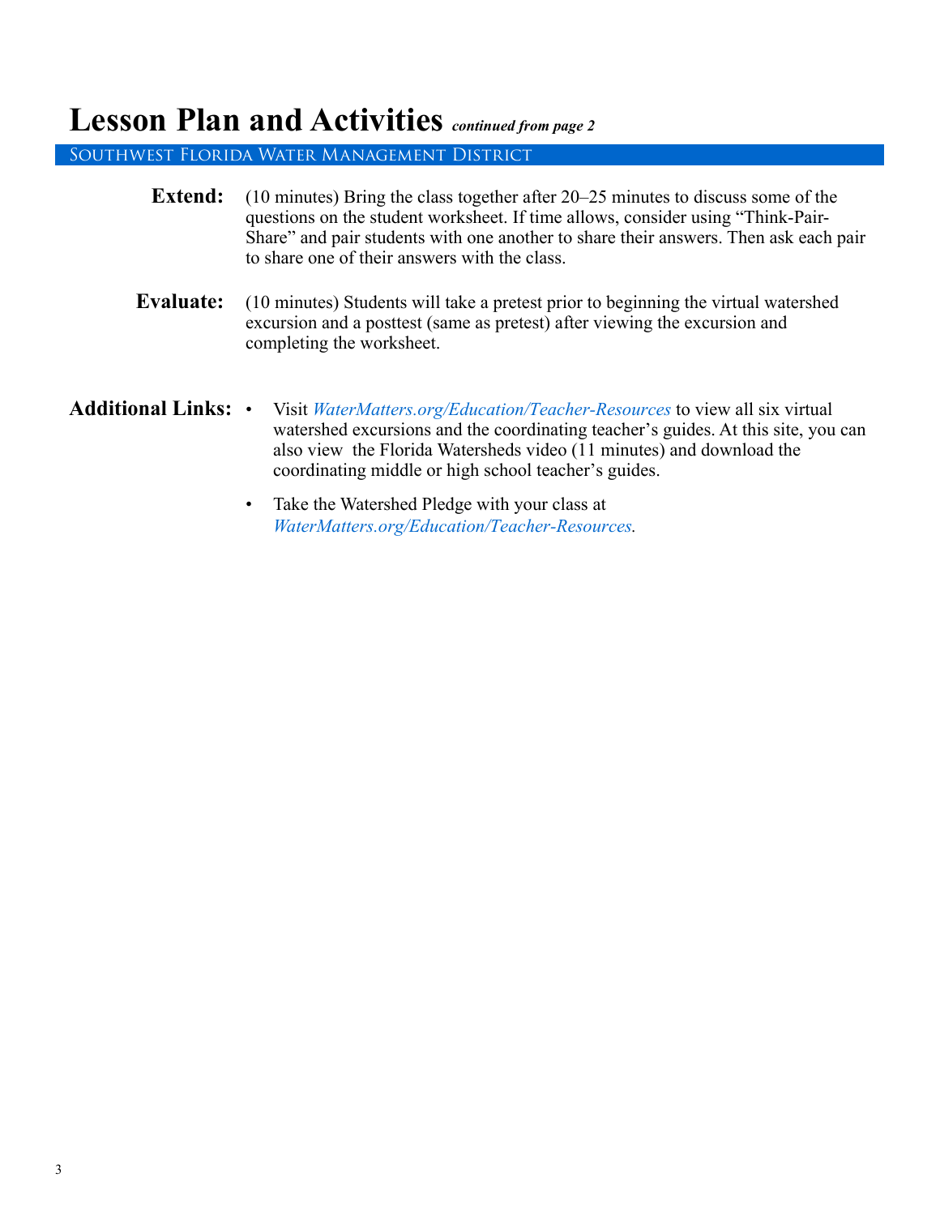# Lesson Plan and Activities *continued from page 2*

Southwest Florida Water Management District

**Extend:** (10 minutes) Bring the class together after 20–25 minutes to discuss some of the questions on the student worksheet. If time allows, consider using "Think-Pair-Share" and pair students with one another to share their answers. Then ask each pair to share one of their answers with the class.

**Evaluate:** (10 minutes) Students will take a pretest prior to beginning the virtual watershed excursion and a posttest (same as pretest) after viewing the excursion and completing the worksheet.

**Additional Links:**

- Visit *WaterMatters.org/Education/Teacher-Resources* to view all six virtual watershed excursions and the coordinating teacher's guides. At this site, you can also view the Florida Watersheds video (11 minutes) and download the coordinating middle or high school teacher's guides.
- Take the Watershed Pledge with your class at *WaterMatters.org/Education/Teacher-Resources*.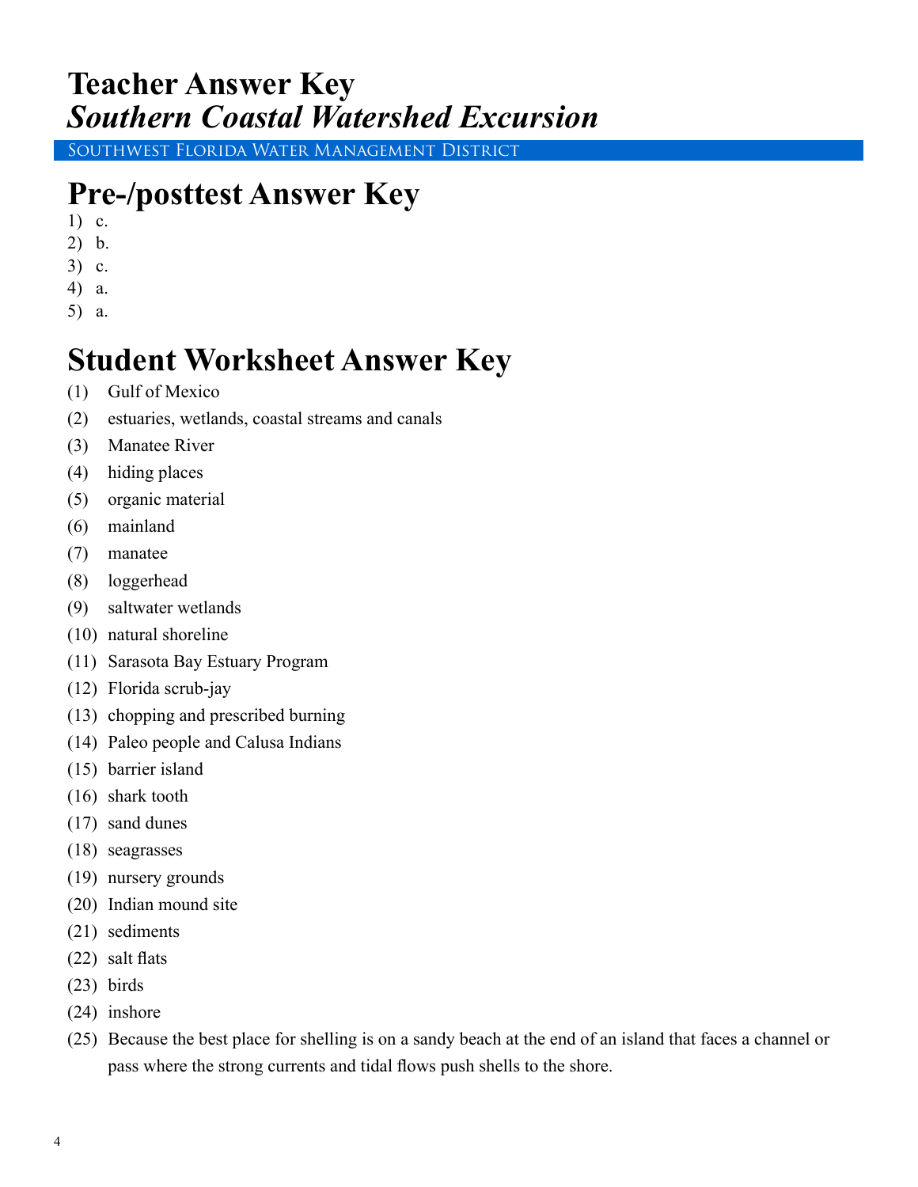# Teacher Answer Key
## *Southern Coastal Watershed Excursion*

Southwest Florida Water Management District

# Pre-/posttest Answer Key

1) c.
2) b.
3) c.
4) a.
5) a.

# Student Worksheet Answer Key

(1) Gulf of Mexico
(2) estuaries, wetlands, coastal streams and canals
(3) Manatee River
(4) hiding places
(5) organic material
(6) mainland
(7) manatee
(8) loggerhead
(9) saltwater wetlands
(10) natural shoreline
(11) Sarasota Bay Estuary Program
(12) Florida scrub-jay
(13) chopping and prescribed burning
(14) Paleo people and Calusa Indians
(15) barrier island
(16) shark tooth
(17) sand dunes
(18) seagrasses
(19) nursery grounds
(20) Indian mound site
(21) sediments
(22) salt flats
(23) birds
(24) inshore
(25) Because the best place for shelling is on a sandy beach at the end of an island that faces a channel or pass where the strong currents and tidal flows push shells to the shore.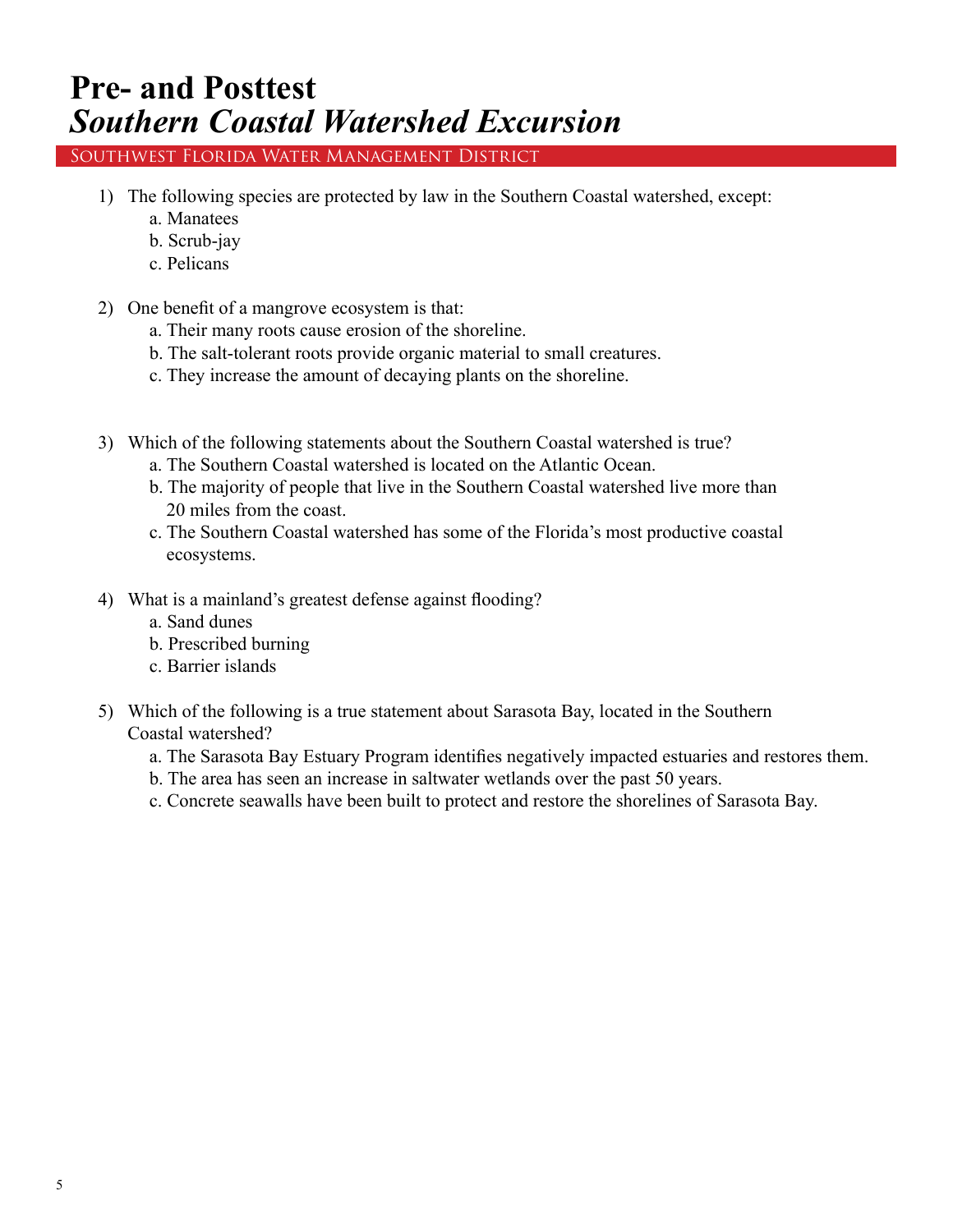# Pre- and Posttest
## *Southern Coastal Watershed Excursion*

Southwest Florida Water Management District

1) The following species are protected by law in the Southern Coastal watershed, except:
   a. Manatees
   b. Scrub-jay
   c. Pelicans

2) One benefit of a mangrove ecosystem is that:
   a. Their many roots cause erosion of the shoreline.
   b. The salt-tolerant roots provide organic material to small creatures.
   c. They increase the amount of decaying plants on the shoreline.

3) Which of the following statements about the Southern Coastal watershed is true?
   a. The Southern Coastal watershed is located on the Atlantic Ocean.
   b. The majority of people that live in the Southern Coastal watershed live more than 20 miles from the coast.
   c. The Southern Coastal watershed has some of the Florida's most productive coastal ecosystems.

4) What is a mainland's greatest defense against flooding?
   a. Sand dunes
   b. Prescribed burning
   c. Barrier islands

5) Which of the following is a true statement about Sarasota Bay, located in the Southern Coastal watershed?
   a. The Sarasota Bay Estuary Program identifies negatively impacted estuaries and restores them.
   b. The area has seen an increase in saltwater wetlands over the past 50 years.
   c. Concrete seawalls have been built to protect and restore the shorelines of Sarasota Bay.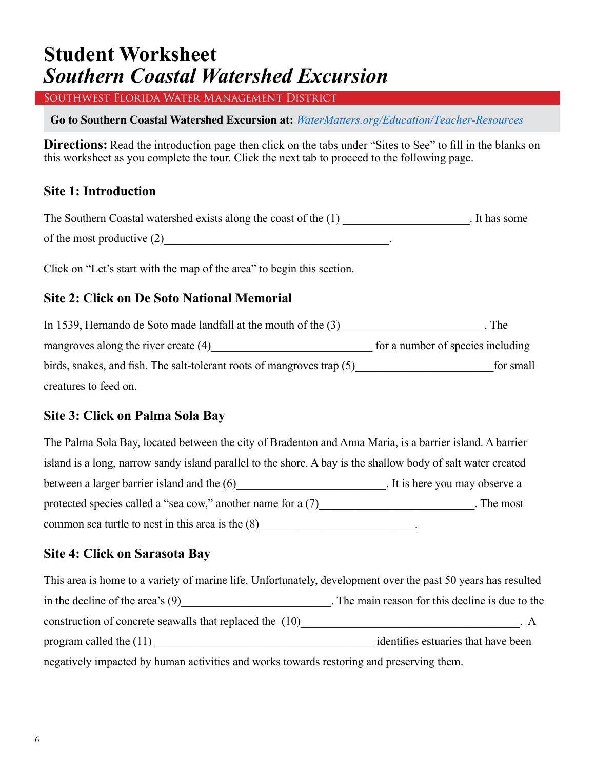# Student Worksheet
# *Southern Coastal Watershed Excursion*

Southwest Florida Water Management District

**Go to Southern Coastal Watershed Excursion at:** *WaterMatters.org/Education/Teacher-Resources*

**Directions:** Read the introduction page then click on the tabs under "Sites to See" to fill in the blanks on this worksheet as you complete the tour. Click the next tab to proceed to the following page.

### Site 1: Introduction

The Southern Coastal watershed exists along the coast of the (1) ______________________. It has some of the most productive (2)________________________________________.

Click on "Let's start with the map of the area" to begin this section.

### Site 2: Click on De Soto National Memorial

In 1539, Hernando de Soto made landfall at the mouth of the (3)_________________________. The mangroves along the river create (4)_____________________________ for a number of species including birds, snakes, and fish. The salt-tolerant roots of mangroves trap (5)________________________for small creatures to feed on.

### Site 3: Click on Palma Sola Bay

The Palma Sola Bay, located between the city of Bradenton and Anna Maria, is a barrier island. A barrier island is a long, narrow sandy island parallel to the shore. A bay is the shallow body of salt water created between a larger barrier island and the (6)__________________________. It is here you may observe a protected species called a "sea cow," another name for a (7)____________________________. The most common sea turtle to nest in this area is the (8)____________________________.

### Site 4: Click on Sarasota Bay

This area is home to a variety of marine life. Unfortunately, development over the past 50 years has resulted in the decline of the area's (9)__________________________. The main reason for this decline is due to the construction of concrete seawalls that replaced the (10)________________________________________. A program called the (11) ________________________________________ identifies estuaries that have been negatively impacted by human activities and works towards restoring and preserving them.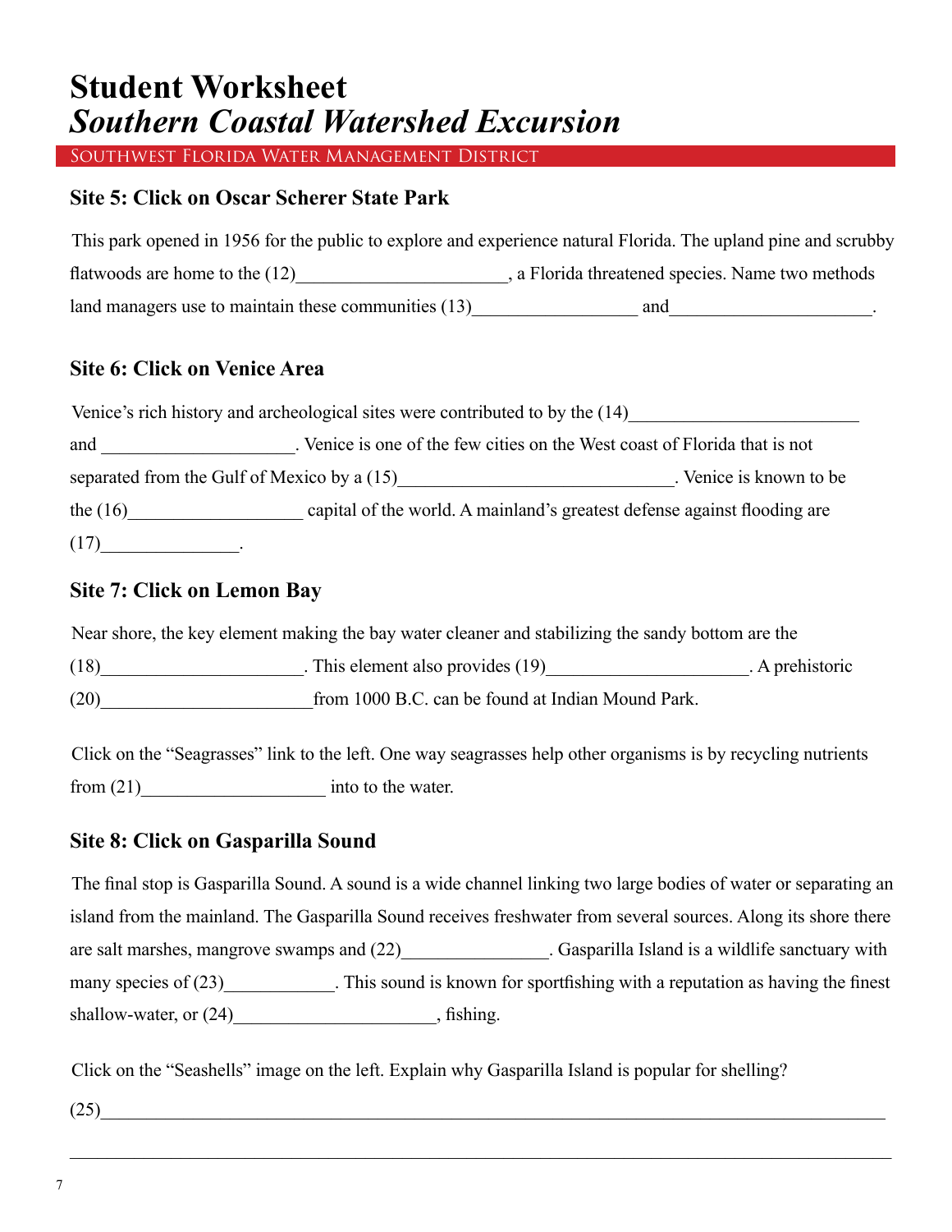# Student Worksheet
## *Southern Coastal Watershed Excursion*

SOUTHWEST FLORIDA WATER MANAGEMENT DISTRICT

### Site 5: Click on Oscar Scherer State Park

This park opened in 1956 for the public to explore and experience natural Florida. The upland pine and scrubby flatwoods are home to the (12)______________________, a Florida threatened species. Name two methods land managers use to maintain these communities (13)_________________ and_____________________.

### Site 6: Click on Venice Area

Venice's rich history and archeological sites were contributed to by the (14)________________________ and ____________________. Venice is one of the few cities on the West coast of Florida that is not separated from the Gulf of Mexico by a (15)_____________________________. Venice is known to be the (16)__________________ capital of the world. A mainland's greatest defense against flooding are (17)______________.

### Site 7: Click on Lemon Bay

Near shore, the key element making the bay water cleaner and stabilizing the sandy bottom are the (18)_____________________. This element also provides (19)_____________________. A prehistoric (20)______________________from 1000 B.C. can be found at Indian Mound Park.

Click on the "Seagrasses" link to the left. One way seagrasses help other organisms is by recycling nutrients from (21)___________________ into to the water.

### Site 8: Click on Gasparilla Sound

The final stop is Gasparilla Sound. A sound is a wide channel linking two large bodies of water or separating an island from the mainland. The Gasparilla Sound receives freshwater from several sources. Along its shore there are salt marshes, mangrove swamps and (22)_______________. Gasparilla Island is a wildlife sanctuary with many species of (23)___________. This sound is known for sportfishing with a reputation as having the finest shallow-water, or (24)_____________________, fishing.

Click on the "Seashells" image on the left. Explain why Gasparilla Island is popular for shelling?

(25)_________________________________________________________________________________

_________________________________________________________________________________